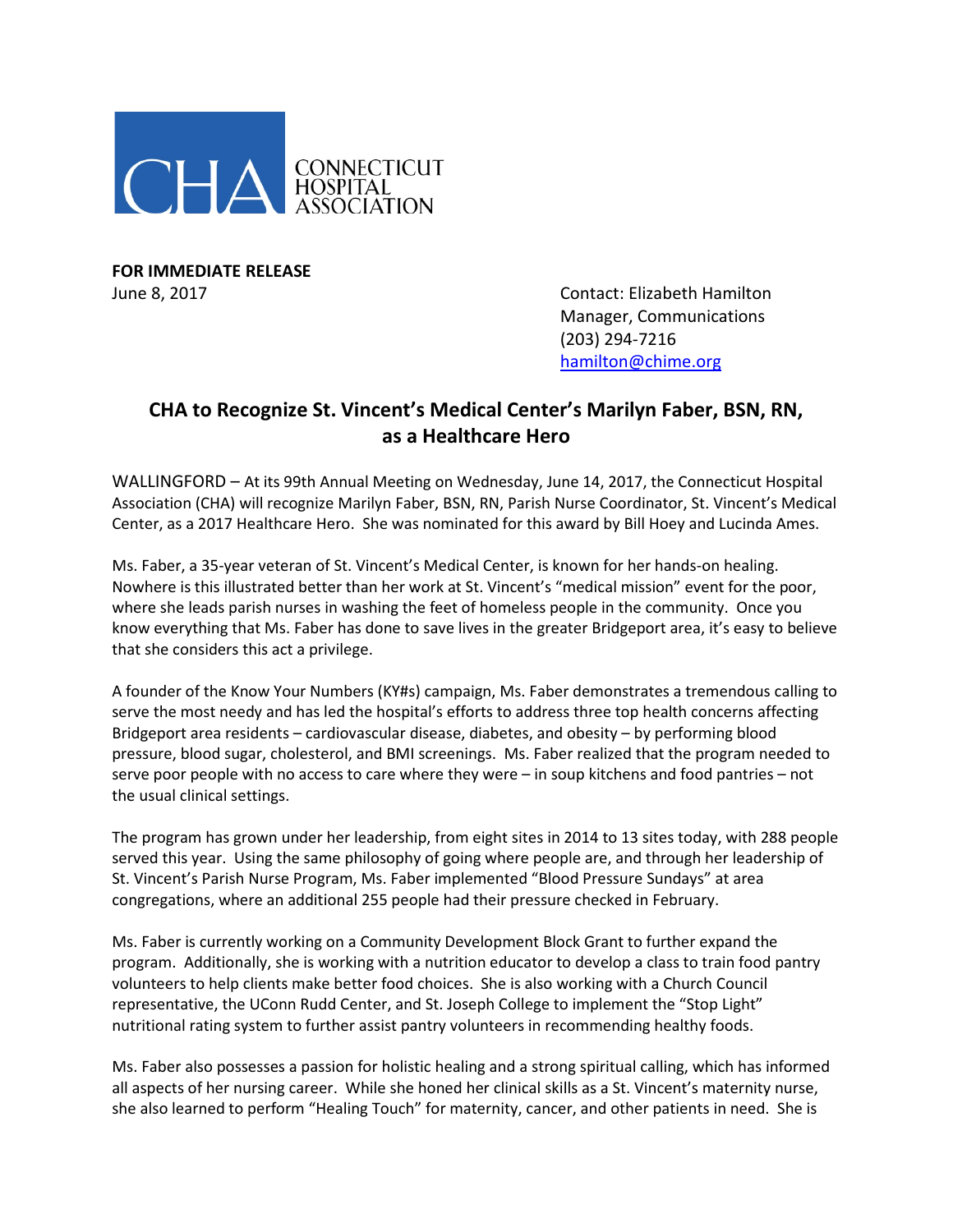CONNECTICUT HOSPITAL ASSOCIATION

**FOR IMMEDIATE RELEASE**
June 8, 2017

Contact: Elizabeth Hamilton
Manager, Communications
(203) 294-7216
hamilton@chime.org

## CHA to Recognize St. Vincent's Medical Center's Marilyn Faber, BSN, RN, as a Healthcare Hero

WALLINGFORD – At its 99th Annual Meeting on Wednesday, June 14, 2017, the Connecticut Hospital Association (CHA) will recognize Marilyn Faber, BSN, RN, Parish Nurse Coordinator, St. Vincent's Medical Center, as a 2017 Healthcare Hero. She was nominated for this award by Bill Hoey and Lucinda Ames.

Ms. Faber, a 35-year veteran of St. Vincent's Medical Center, is known for her hands-on healing. Nowhere is this illustrated better than her work at St. Vincent's "medical mission" event for the poor, where she leads parish nurses in washing the feet of homeless people in the community. Once you know everything that Ms. Faber has done to save lives in the greater Bridgeport area, it's easy to believe that she considers this act a privilege.

A founder of the Know Your Numbers (KY#s) campaign, Ms. Faber demonstrates a tremendous calling to serve the most needy and has led the hospital's efforts to address three top health concerns affecting Bridgeport area residents – cardiovascular disease, diabetes, and obesity – by performing blood pressure, blood sugar, cholesterol, and BMI screenings. Ms. Faber realized that the program needed to serve poor people with no access to care where they were – in soup kitchens and food pantries – not the usual clinical settings.

The program has grown under her leadership, from eight sites in 2014 to 13 sites today, with 288 people served this year. Using the same philosophy of going where people are, and through her leadership of St. Vincent's Parish Nurse Program, Ms. Faber implemented "Blood Pressure Sundays" at area congregations, where an additional 255 people had their pressure checked in February.

Ms. Faber is currently working on a Community Development Block Grant to further expand the program. Additionally, she is working with a nutrition educator to develop a class to train food pantry volunteers to help clients make better food choices. She is also working with a Church Council representative, the UConn Rudd Center, and St. Joseph College to implement the "Stop Light" nutritional rating system to further assist pantry volunteers in recommending healthy foods.

Ms. Faber also possesses a passion for holistic healing and a strong spiritual calling, which has informed all aspects of her nursing career. While she honed her clinical skills as a St. Vincent's maternity nurse, she also learned to perform "Healing Touch" for maternity, cancer, and other patients in need. She is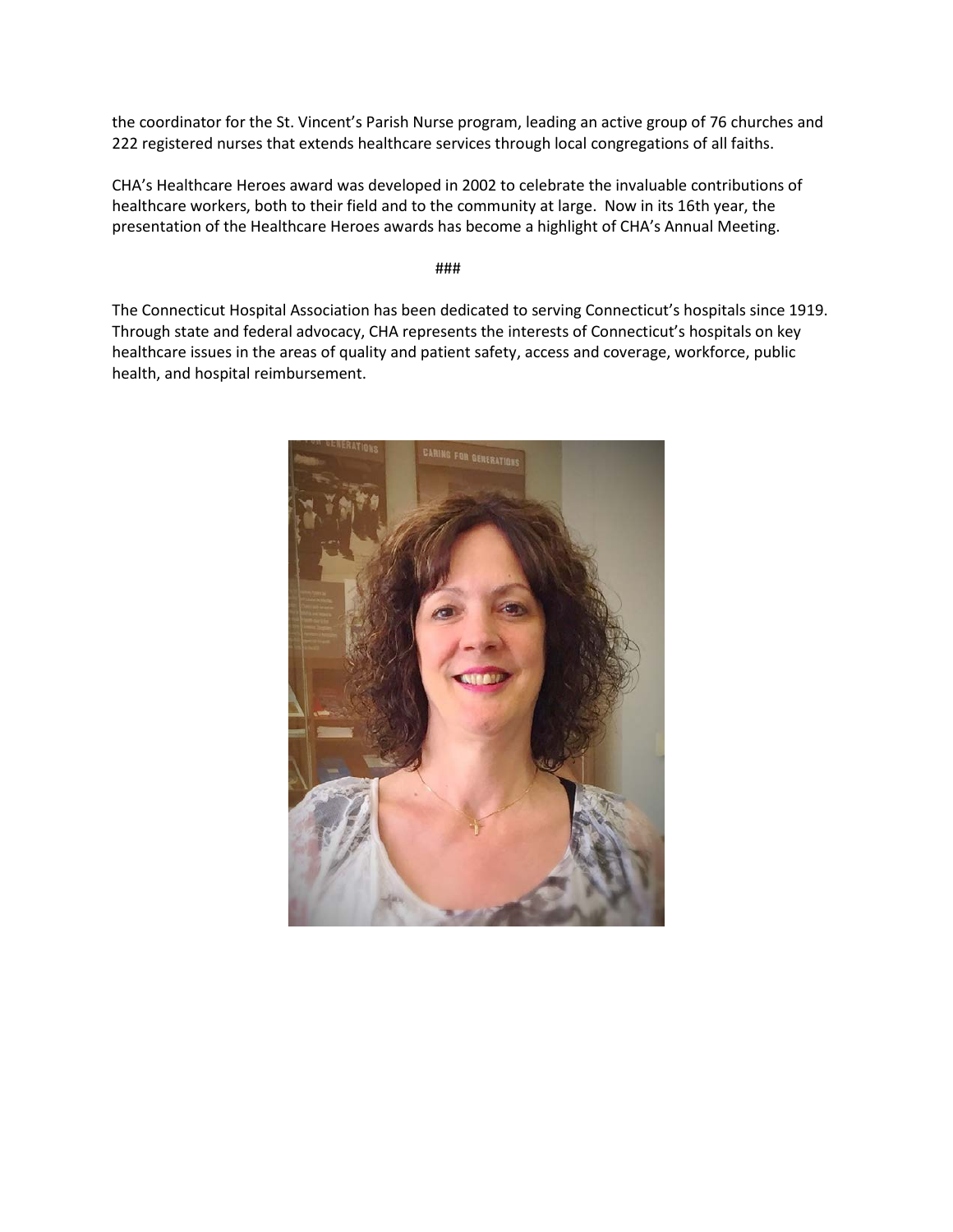the coordinator for the St. Vincent's Parish Nurse program, leading an active group of 76 churches and 222 registered nurses that extends healthcare services through local congregations of all faiths.

CHA's Healthcare Heroes award was developed in 2002 to celebrate the invaluable contributions of healthcare workers, both to their field and to the community at large. Now in its 16th year, the presentation of the Healthcare Heroes awards has become a highlight of CHA's Annual Meeting.

###

The Connecticut Hospital Association has been dedicated to serving Connecticut's hospitals since 1919. Through state and federal advocacy, CHA represents the interests of Connecticut's hospitals on key healthcare issues in the areas of quality and patient safety, access and coverage, workforce, public health, and hospital reimbursement.